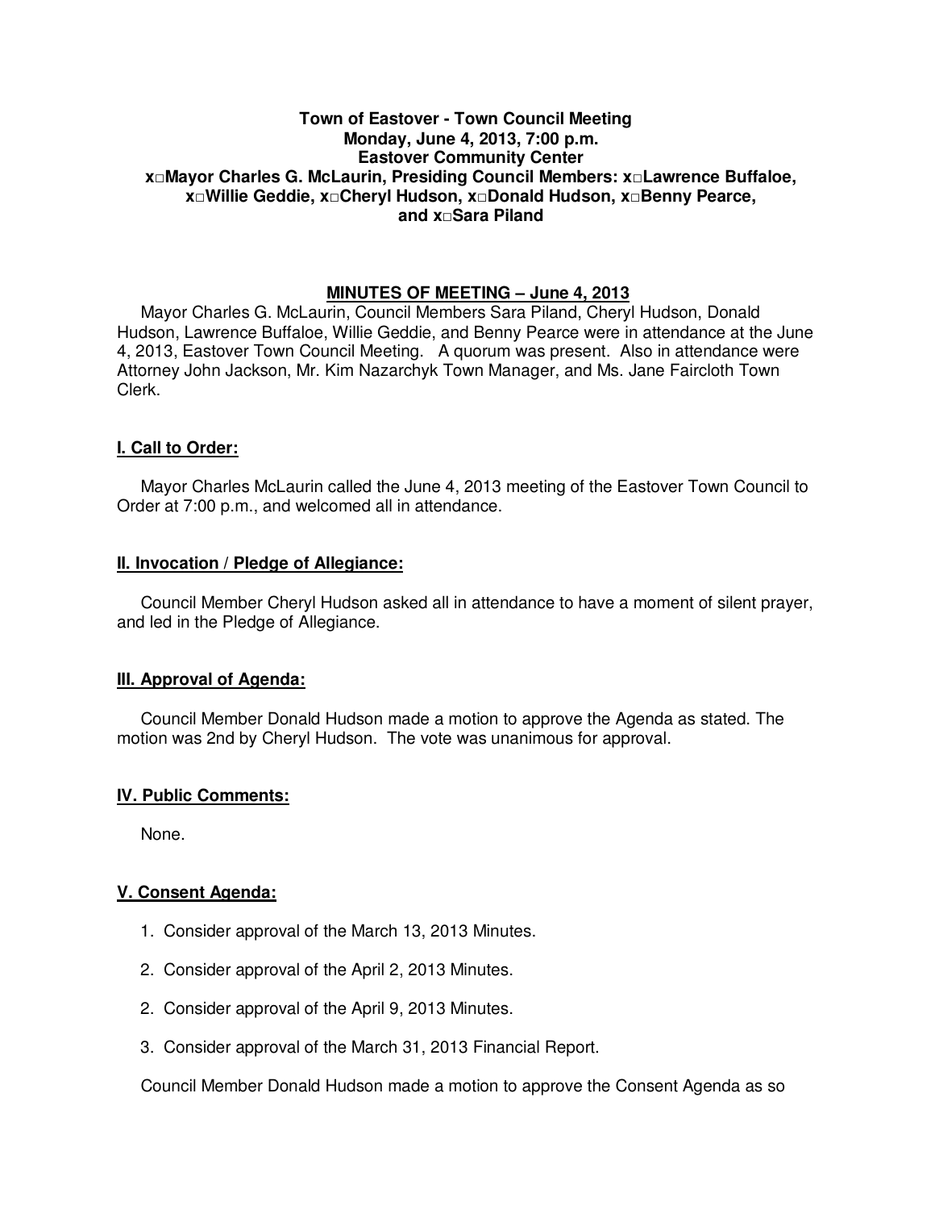**Town of Eastover - Town Council Meeting**
**Monday, June 4, 2013, 7:00 p.m.**
**Eastover Community Center**
**x□Mayor Charles G. McLaurin, Presiding Council Members: x□Lawrence Buffaloe, x□Willie Geddie, x□Cheryl Hudson, x□Donald Hudson, x□Benny Pearce, and x□Sara Piland**

## MINUTES OF MEETING – June 4, 2013

Mayor Charles G. McLaurin, Council Members Sara Piland, Cheryl Hudson, Donald Hudson, Lawrence Buffaloe, Willie Geddie, and Benny Pearce were in attendance at the June 4, 2013, Eastover Town Council Meeting. A quorum was present. Also in attendance were Attorney John Jackson, Mr. Kim Nazarchyk Town Manager, and Ms. Jane Faircloth Town Clerk.

### I. Call to Order:

Mayor Charles McLaurin called the June 4, 2013 meeting of the Eastover Town Council to Order at 7:00 p.m., and welcomed all in attendance.

### II. Invocation / Pledge of Allegiance:

Council Member Cheryl Hudson asked all in attendance to have a moment of silent prayer, and led in the Pledge of Allegiance.

### III. Approval of Agenda:

Council Member Donald Hudson made a motion to approve the Agenda as stated. The motion was 2nd by Cheryl Hudson. The vote was unanimous for approval.

### IV. Public Comments:

None.

### V. Consent Agenda:

1. Consider approval of the March 13, 2013 Minutes.
2. Consider approval of the April 2, 2013 Minutes.
2. Consider approval of the April 9, 2013 Minutes.
3. Consider approval of the March 31, 2013 Financial Report.

Council Member Donald Hudson made a motion to approve the Consent Agenda as so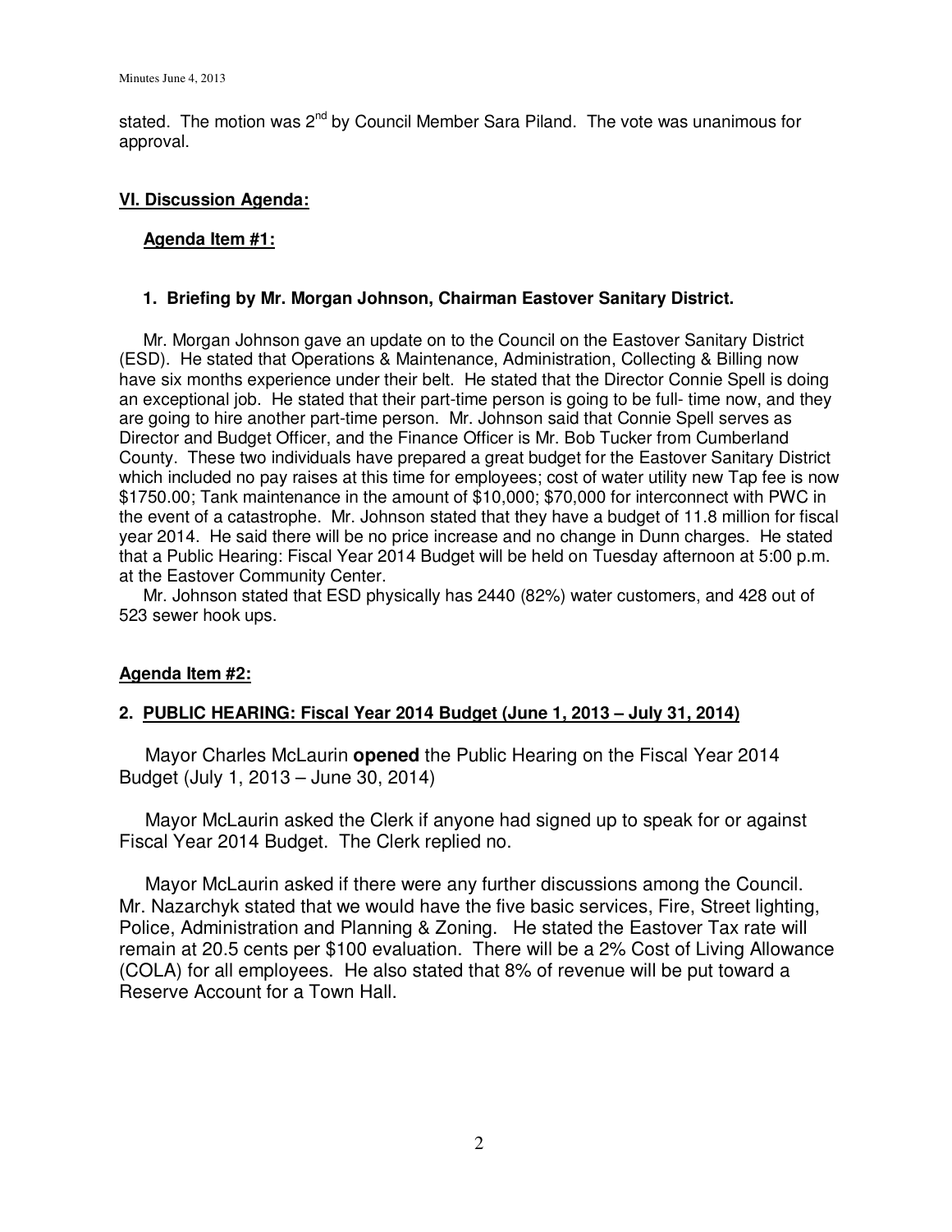stated. The motion was 2nd by Council Member Sara Piland. The vote was unanimous for approval.

## VI. Discussion Agenda:

### Agenda Item #1:

### 1. Briefing by Mr. Morgan Johnson, Chairman Eastover Sanitary District.

Mr. Morgan Johnson gave an update on to the Council on the Eastover Sanitary District (ESD). He stated that Operations & Maintenance, Administration, Collecting & Billing now have six months experience under their belt. He stated that the Director Connie Spell is doing an exceptional job. He stated that their part-time person is going to be full- time now, and they are going to hire another part-time person. Mr. Johnson said that Connie Spell serves as Director and Budget Officer, and the Finance Officer is Mr. Bob Tucker from Cumberland County. These two individuals have prepared a great budget for the Eastover Sanitary District which included no pay raises at this time for employees; cost of water utility new Tap fee is now $1750.00; Tank maintenance in the amount of $10,000; $70,000 for interconnect with PWC in the event of a catastrophe. Mr. Johnson stated that they have a budget of 11.8 million for fiscal year 2014. He said there will be no price increase and no change in Dunn charges. He stated that a Public Hearing: Fiscal Year 2014 Budget will be held on Tuesday afternoon at 5:00 p.m. at the Eastover Community Center.

Mr. Johnson stated that ESD physically has 2440 (82%) water customers, and 428 out of 523 sewer hook ups.

### Agenda Item #2:

### 2. PUBLIC HEARING: Fiscal Year 2014 Budget (June 1, 2013 – July 31, 2014)

Mayor Charles McLaurin **opened** the Public Hearing on the Fiscal Year 2014 Budget (July 1, 2013 – June 30, 2014)

Mayor McLaurin asked the Clerk if anyone had signed up to speak for or against Fiscal Year 2014 Budget. The Clerk replied no.

Mayor McLaurin asked if there were any further discussions among the Council. Mr. Nazarchyk stated that we would have the five basic services, Fire, Street lighting, Police, Administration and Planning & Zoning. He stated the Eastover Tax rate will remain at 20.5 cents per $100 evaluation. There will be a 2% Cost of Living Allowance (COLA) for all employees. He also stated that 8% of revenue will be put toward a Reserve Account for a Town Hall.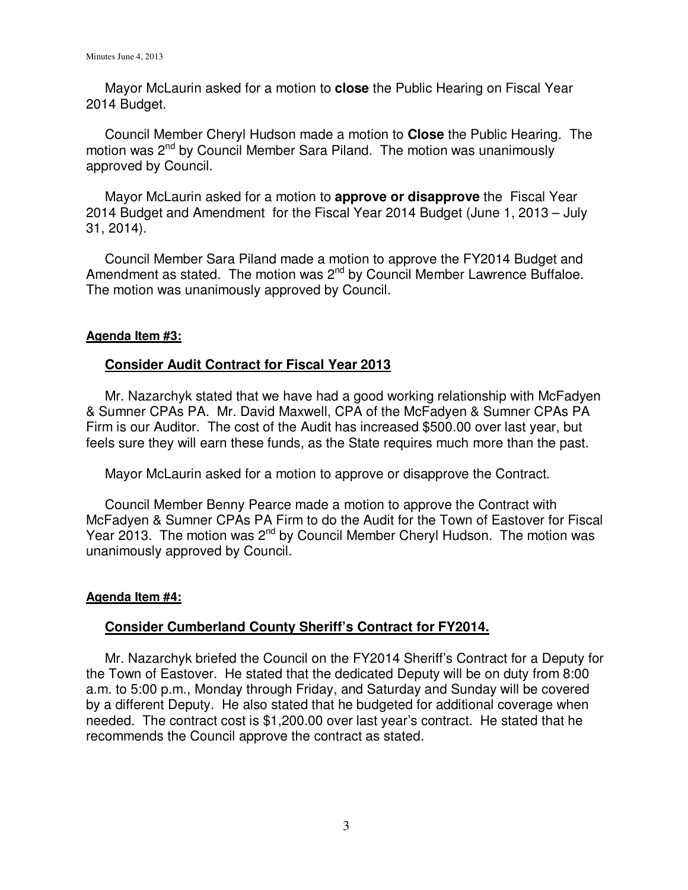Mayor McLaurin asked for a motion to **close** the Public Hearing on Fiscal Year 2014 Budget.

Council Member Cheryl Hudson made a motion to **Close** the Public Hearing. The motion was 2nd by Council Member Sara Piland. The motion was unanimously approved by Council.

Mayor McLaurin asked for a motion to **approve or disapprove** the Fiscal Year 2014 Budget and Amendment for the Fiscal Year 2014 Budget (June 1, 2013 – July 31, 2014).

Council Member Sara Piland made a motion to approve the FY2014 Budget and Amendment as stated. The motion was 2nd by Council Member Lawrence Buffaloe. The motion was unanimously approved by Council.

**Agenda Item #3:**

**Consider Audit Contract for Fiscal Year 2013**

Mr. Nazarchyk stated that we have had a good working relationship with McFadyen & Sumner CPAs PA. Mr. David Maxwell, CPA of the McFadyen & Sumner CPAs PA Firm is our Auditor. The cost of the Audit has increased $500.00 over last year, but feels sure they will earn these funds, as the State requires much more than the past.

Mayor McLaurin asked for a motion to approve or disapprove the Contract.

Council Member Benny Pearce made a motion to approve the Contract with McFadyen & Sumner CPAs PA Firm to do the Audit for the Town of Eastover for Fiscal Year 2013. The motion was 2nd by Council Member Cheryl Hudson. The motion was unanimously approved by Council.

**Agenda Item #4:**

**Consider Cumberland County Sheriff's Contract for FY2014.**

Mr. Nazarchyk briefed the Council on the FY2014 Sheriff's Contract for a Deputy for the Town of Eastover. He stated that the dedicated Deputy will be on duty from 8:00 a.m. to 5:00 p.m., Monday through Friday, and Saturday and Sunday will be covered by a different Deputy. He also stated that he budgeted for additional coverage when needed. The contract cost is $1,200.00 over last year's contract. He stated that he recommends the Council approve the contract as stated.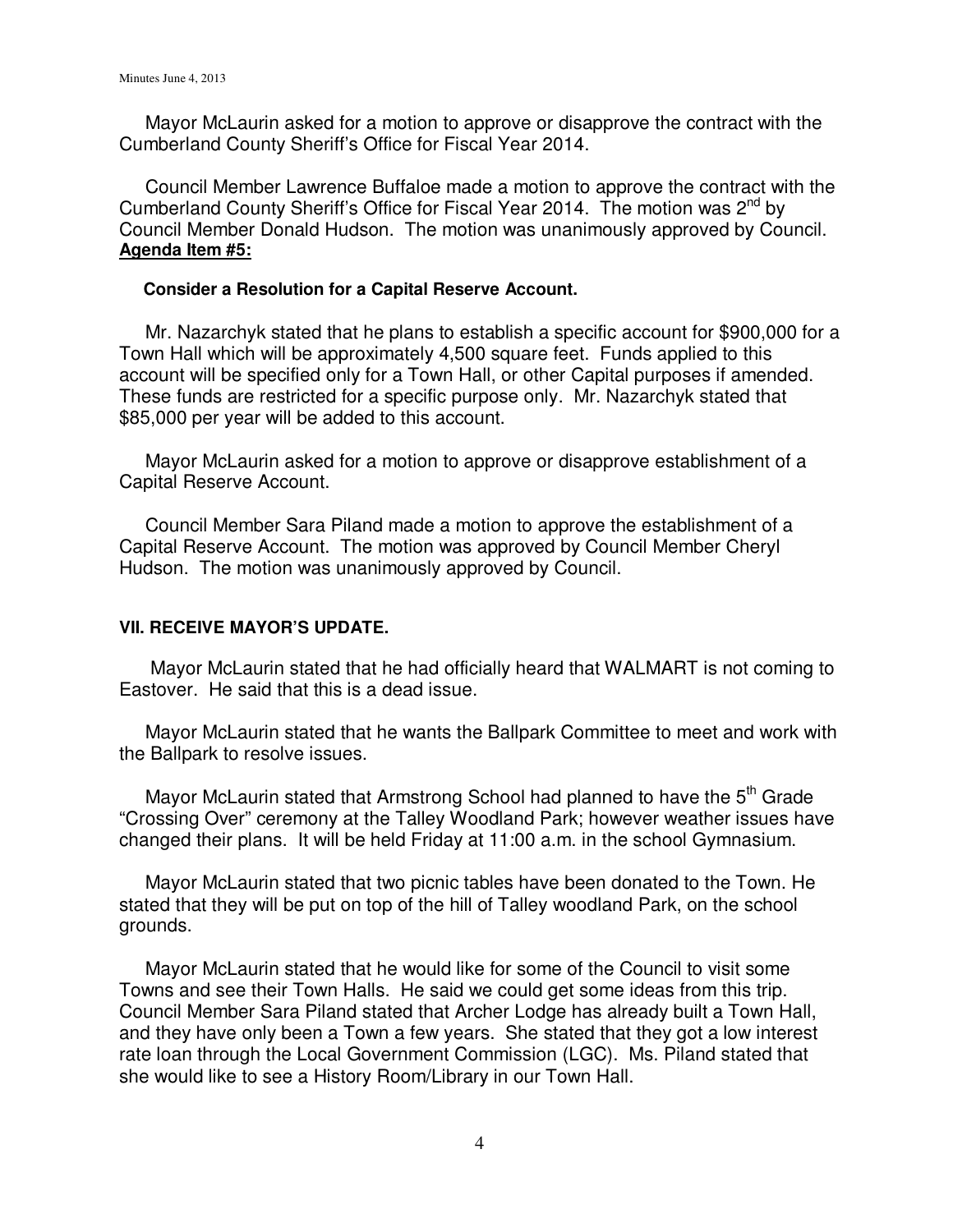Mayor McLaurin asked for a motion to approve or disapprove the contract with the Cumberland County Sheriff's Office for Fiscal Year 2014.

Council Member Lawrence Buffaloe made a motion to approve the contract with the Cumberland County Sheriff's Office for Fiscal Year 2014. The motion was 2nd by Council Member Donald Hudson. The motion was unanimously approved by Council.

**Agenda Item #5:**

**Consider a Resolution for a Capital Reserve Account.**

Mr. Nazarchyk stated that he plans to establish a specific account for $900,000 for a Town Hall which will be approximately 4,500 square feet. Funds applied to this account will be specified only for a Town Hall, or other Capital purposes if amended. These funds are restricted for a specific purpose only. Mr. Nazarchyk stated that $85,000 per year will be added to this account.

Mayor McLaurin asked for a motion to approve or disapprove establishment of a Capital Reserve Account.

Council Member Sara Piland made a motion to approve the establishment of a Capital Reserve Account. The motion was approved by Council Member Cheryl Hudson. The motion was unanimously approved by Council.

**VII. RECEIVE MAYOR'S UPDATE.**

Mayor McLaurin stated that he had officially heard that WALMART is not coming to Eastover. He said that this is a dead issue.

Mayor McLaurin stated that he wants the Ballpark Committee to meet and work with the Ballpark to resolve issues.

Mayor McLaurin stated that Armstrong School had planned to have the 5th Grade "Crossing Over" ceremony at the Talley Woodland Park; however weather issues have changed their plans. It will be held Friday at 11:00 a.m. in the school Gymnasium.

Mayor McLaurin stated that two picnic tables have been donated to the Town. He stated that they will be put on top of the hill of Talley woodland Park, on the school grounds.

Mayor McLaurin stated that he would like for some of the Council to visit some Towns and see their Town Halls. He said we could get some ideas from this trip. Council Member Sara Piland stated that Archer Lodge has already built a Town Hall, and they have only been a Town a few years. She stated that they got a low interest rate loan through the Local Government Commission (LGC). Ms. Piland stated that she would like to see a History Room/Library in our Town Hall.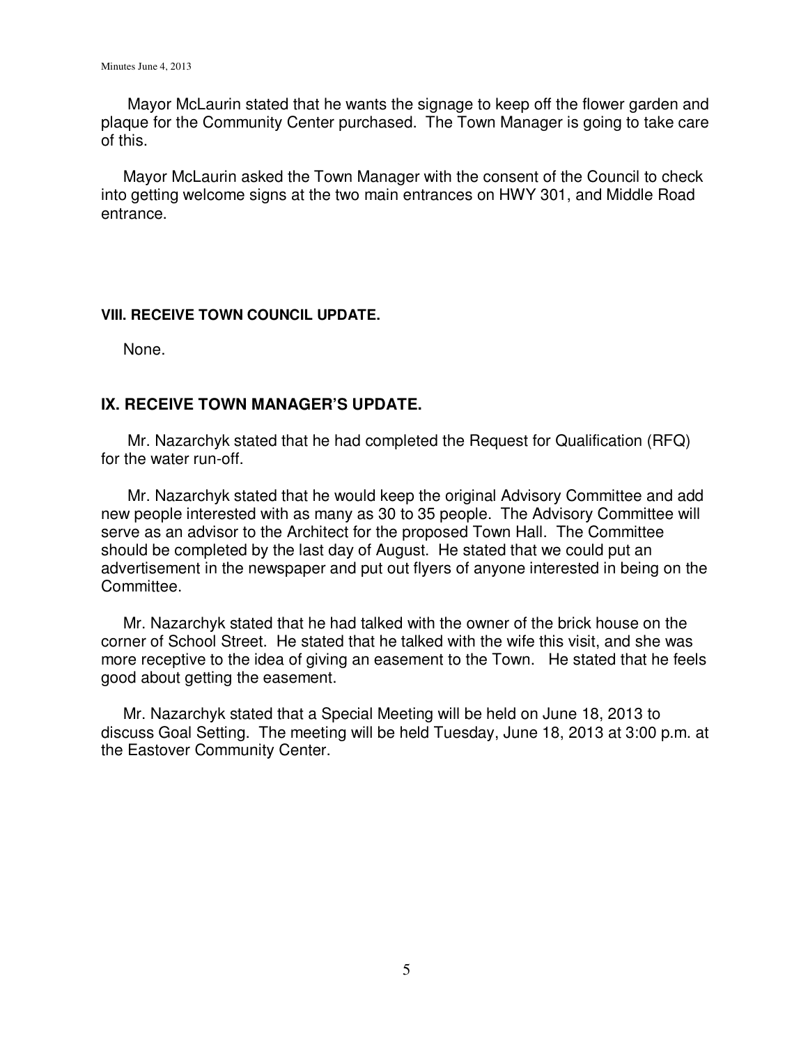Mayor McLaurin stated that he wants the signage to keep off the flower garden and plaque for the Community Center purchased. The Town Manager is going to take care of this.

Mayor McLaurin asked the Town Manager with the consent of the Council to check into getting welcome signs at the two main entrances on HWY 301, and Middle Road entrance.

**VIII. RECEIVE TOWN COUNCIL UPDATE.**

None.

## IX. RECEIVE TOWN MANAGER'S UPDATE.

Mr. Nazarchyk stated that he had completed the Request for Qualification (RFQ) for the water run-off.

Mr. Nazarchyk stated that he would keep the original Advisory Committee and add new people interested with as many as 30 to 35 people. The Advisory Committee will serve as an advisor to the Architect for the proposed Town Hall. The Committee should be completed by the last day of August. He stated that we could put an advertisement in the newspaper and put out flyers of anyone interested in being on the Committee.

Mr. Nazarchyk stated that he had talked with the owner of the brick house on the corner of School Street. He stated that he talked with the wife this visit, and she was more receptive to the idea of giving an easement to the Town. He stated that he feels good about getting the easement.

Mr. Nazarchyk stated that a Special Meeting will be held on June 18, 2013 to discuss Goal Setting. The meeting will be held Tuesday, June 18, 2013 at 3:00 p.m. at the Eastover Community Center.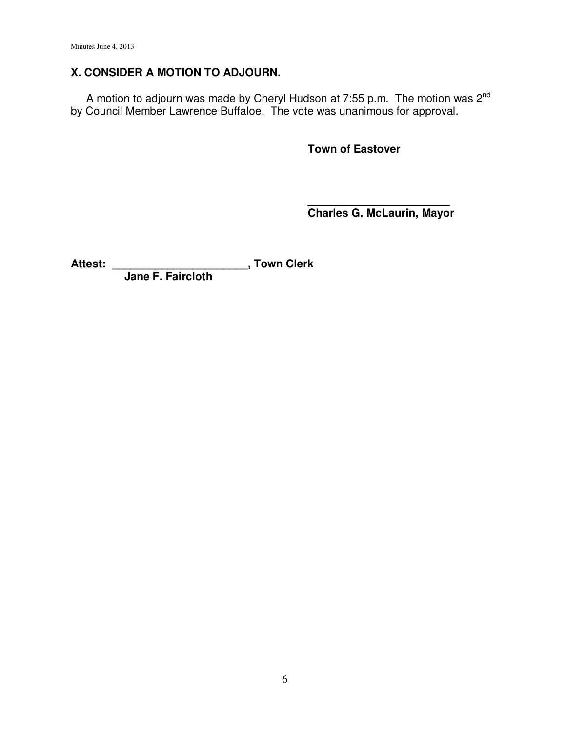## X. CONSIDER A MOTION TO ADJOURN.

A motion to adjourn was made by Cheryl Hudson at 7:55 p.m. The motion was 2nd by Council Member Lawrence Buffaloe. The vote was unanimous for approval.

**Town of Eastover**

________________________
**Charles G. McLaurin, Mayor**

**Attest: ______________________, Town Clerk**
**Jane F. Faircloth**